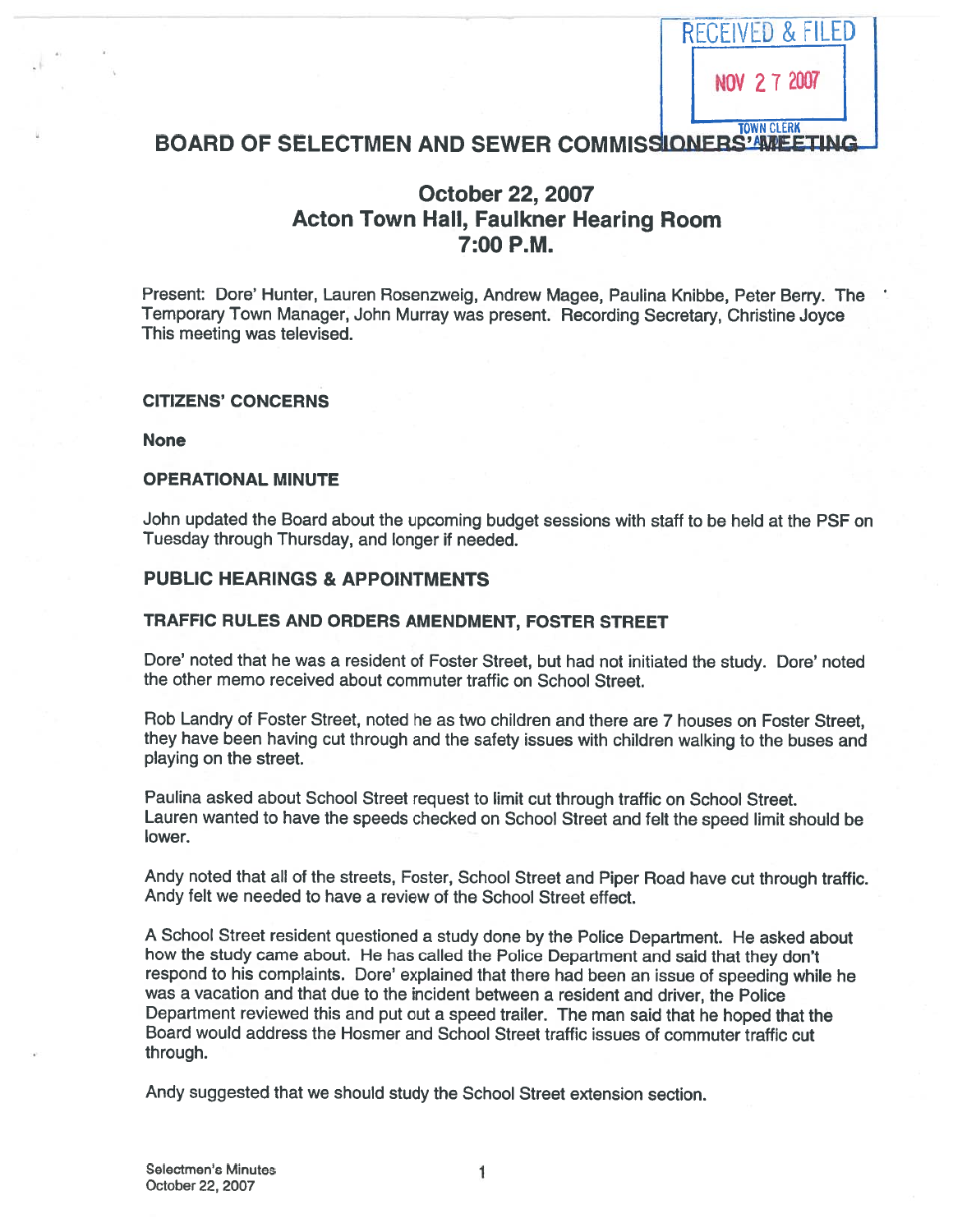RECEIVED & FILED

NOV 27 2007

TOWN CLERK

# BOARD OF SELECTMEN AND SEWER COMMISSIONERS' MEETING

## October 22, 2007
## Acton Town Hall, Faulkner Hearing Room
## 7:00 P.M.

Present: Dore' Hunter, Lauren Rosenzweig, Andrew Magee, Paulina Knibbe, Peter Berry. The Temporary Town Manager, John Murray was present. Recording Secretary, Christine Joyce This meeting was televised.

**CITIZENS' CONCERNS**

**None**

**OPERATIONAL MINUTE**

John updated the Board about the upcoming budget sessions with staff to be held at the PSF on Tuesday through Thursday, and longer if needed.

### PUBLIC HEARINGS & APPOINTMENTS

**TRAFFIC RULES AND ORDERS AMENDMENT, FOSTER STREET**

Dore' noted that he was a resident of Foster Street, but had not initiated the study. Dore' noted the other memo received about commuter traffic on School Street.

Rob Landry of Foster Street, noted he as two children and there are 7 houses on Foster Street, they have been having cut through and the safety issues with children walking to the buses and playing on the street.

Paulina asked about School Street request to limit cut through traffic on School Street. Lauren wanted to have the speeds checked on School Street and felt the speed limit should be lower.

Andy noted that all of the streets, Foster, School Street and Piper Road have cut through traffic. Andy felt we needed to have a review of the School Street effect.

A School Street resident questioned a study done by the Police Department. He asked about how the study came about. He has called the Police Department and said that they don't respond to his complaints. Dore' explained that there had been an issue of speeding while he was a vacation and that due to the incident between a resident and driver, the Police Department reviewed this and put out a speed trailer. The man said that he hoped that the Board would address the Hosmer and School Street traffic issues of commuter traffic cut through.

Andy suggested that we should study the School Street extension section.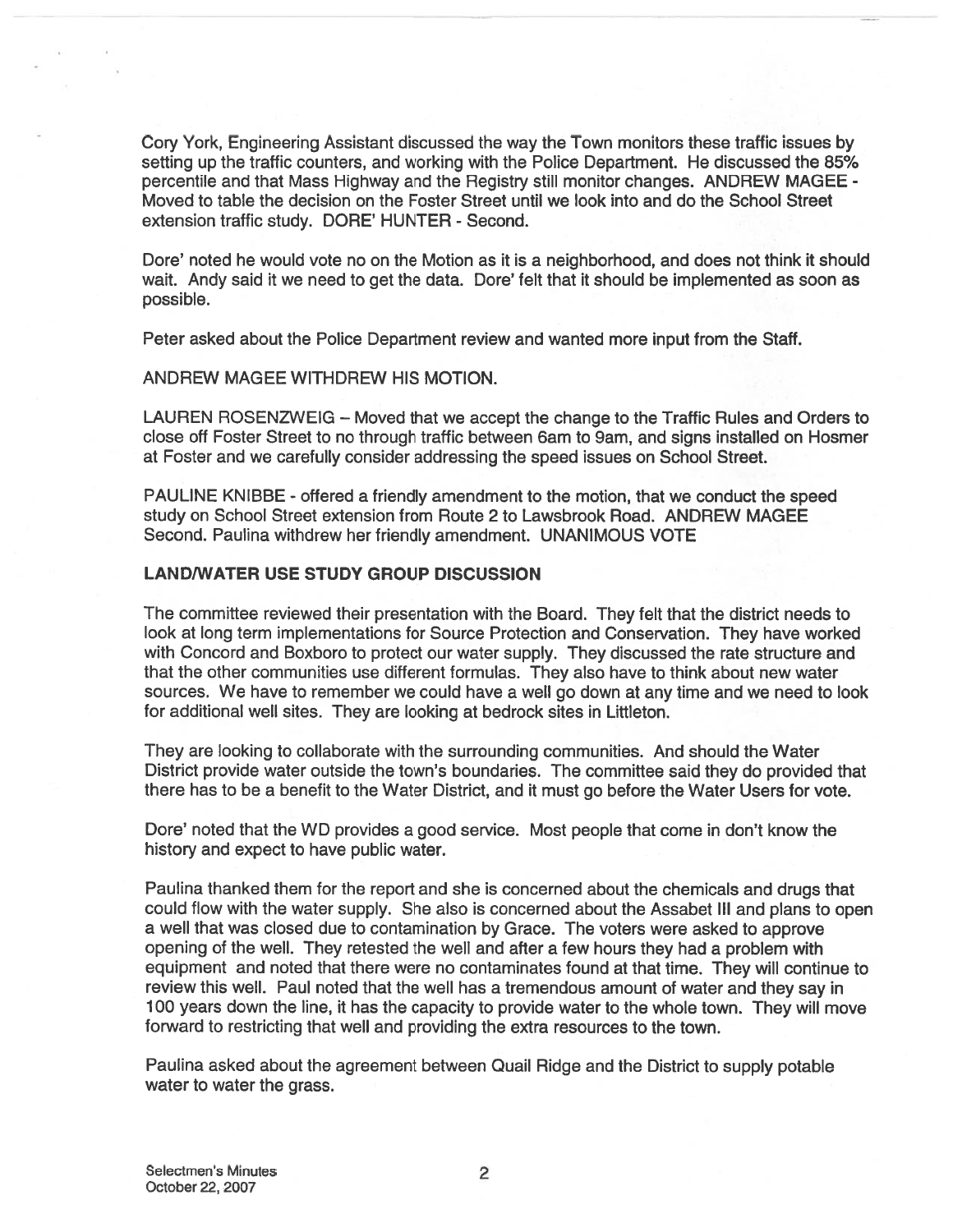Cory York, Engineering Assistant discussed the way the Town monitors these traffic issues by setting up the traffic counters, and working with the Police Department. He discussed the 85% percentile and that Mass Highway and the Registry still monitor changes. ANDREW MAGEE - Moved to table the decision on the Foster Street until we look into and do the School Street extension traffic study. DORE' HUNTER - Second.

Dore' noted he would vote no on the Motion as it is a neighborhood, and does not think it should wait. Andy said it we need to get the data. Dore' felt that it should be implemented as soon as possible.

Peter asked about the Police Department review and wanted more input from the Staff.

ANDREW MAGEE WITHDREW HIS MOTION.

LAUREN ROSENZWEIG – Moved that we accept the change to the Traffic Rules and Orders to close off Foster Street to no through traffic between 6am to 9am, and signs installed on Hosmer at Foster and we carefully consider addressing the speed issues on School Street.

PAULINE KNIBBE - offered a friendly amendment to the motion, that we conduct the speed study on School Street extension from Route 2 to Lawsbrook Road. ANDREW MAGEE Second. Paulina withdrew her friendly amendment. UNANIMOUS VOTE

**LAND/WATER USE STUDY GROUP DISCUSSION**

The committee reviewed their presentation with the Board. They felt that the district needs to look at long term implementations for Source Protection and Conservation. They have worked with Concord and Boxboro to protect our water supply. They discussed the rate structure and that the other communities use different formulas. They also have to think about new water sources. We have to remember we could have a well go down at any time and we need to look for additional well sites. They are looking at bedrock sites in Littleton.

They are looking to collaborate with the surrounding communities. And should the Water District provide water outside the town's boundaries. The committee said they do provided that there has to be a benefit to the Water District, and it must go before the Water Users for vote.

Dore' noted that the WD provides a good service. Most people that come in don't know the history and expect to have public water.

Paulina thanked them for the report and she is concerned about the chemicals and drugs that could flow with the water supply. She also is concerned about the Assabet III and plans to open a well that was closed due to contamination by Grace. The voters were asked to approve opening of the well. They retested the well and after a few hours they had a problem with equipment and noted that there were no contaminates found at that time. They will continue to review this well. Paul noted that the well has a tremendous amount of water and they say in 100 years down the line, it has the capacity to provide water to the whole town. They will move forward to restricting that well and providing the extra resources to the town.

Paulina asked about the agreement between Quail Ridge and the District to supply potable water to water the grass.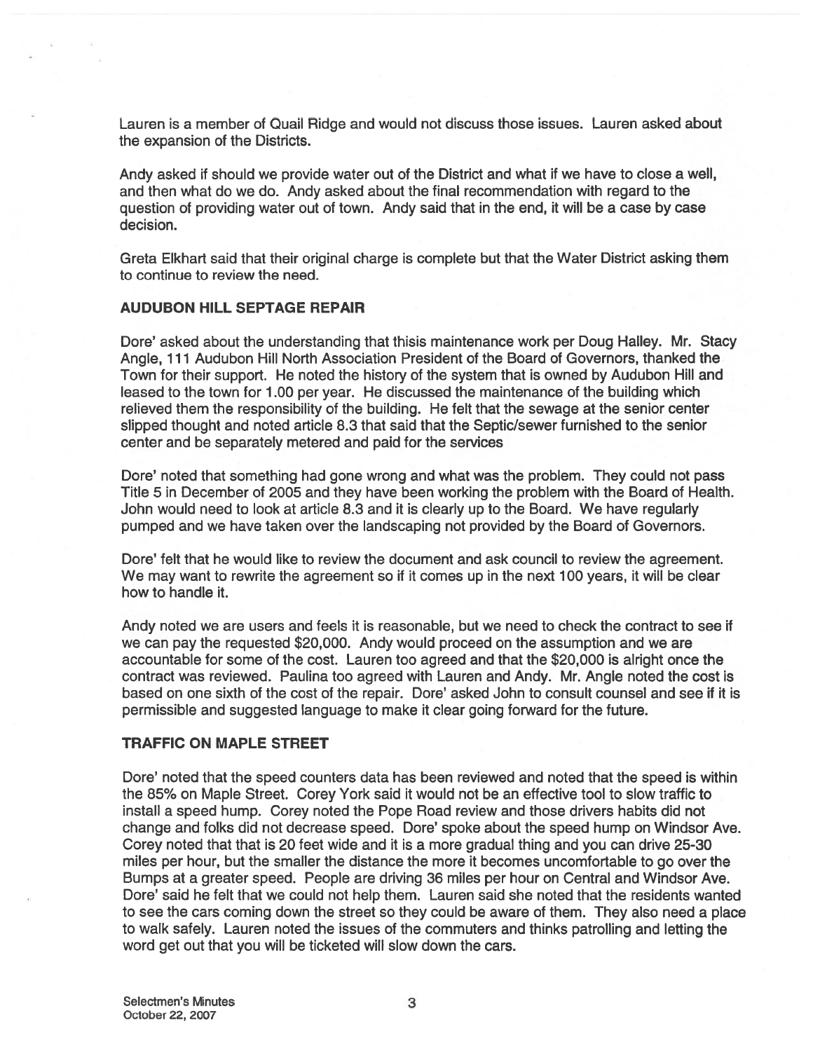Lauren is a member of Quail Ridge and would not discuss those issues. Lauren asked about the expansion of the Districts.

Andy asked if should we provide water out of the District and what if we have to close a well, and then what do we do. Andy asked about the final recommendation with regard to the question of providing water out of town. Andy said that in the end, it will be a case by case decision.

Greta Elkhart said that their original charge is complete but that the Water District asking them to continue to review the need.

### AUDUBON HILL SEPTAGE REPAIR

Dore' asked about the understanding that thisis maintenance work per Doug Halley. Mr. Stacy Angle, 111 Audubon Hill North Association President of the Board of Governors, thanked the Town for their support. He noted the history of the system that is owned by Audubon Hill and leased to the town for 1.00 per year. He discussed the maintenance of the building which relieved them the responsibility of the building. He felt that the sewage at the senior center slipped thought and noted article 8.3 that said that the Septic/sewer furnished to the senior center and be separately metered and paid for the services

Dore' noted that something had gone wrong and what was the problem. They could not pass Title 5 in December of 2005 and they have been working the problem with the Board of Health. John would need to look at article 8.3 and it is clearly up to the Board. We have regularly pumped and we have taken over the landscaping not provided by the Board of Governors.

Dore' felt that he would like to review the document and ask council to review the agreement. We may want to rewrite the agreement so if it comes up in the next 100 years, it will be clear how to handle it.

Andy noted we are users and feels it is reasonable, but we need to check the contract to see if we can pay the requested $20,000. Andy would proceed on the assumption and we are accountable for some of the cost. Lauren too agreed and that the $20,000 is alright once the contract was reviewed. Paulina too agreed with Lauren and Andy. Mr. Angle noted the cost is based on one sixth of the cost of the repair. Dore' asked John to consult counsel and see if it is permissible and suggested language to make it clear going forward for the future.

### TRAFFIC ON MAPLE STREET

Dore' noted that the speed counters data has been reviewed and noted that the speed is within the 85% on Maple Street. Corey York said it would not be an effective tool to slow traffic to install a speed hump. Corey noted the Pope Road review and those drivers habits did not change and folks did not decrease speed. Dore' spoke about the speed hump on Windsor Ave. Corey noted that that is 20 feet wide and it is a more gradual thing and you can drive 25-30 miles per hour, but the smaller the distance the more it becomes uncomfortable to go over the Bumps at a greater speed. People are driving 36 miles per hour on Central and Windsor Ave. Dore' said he felt that we could not help them. Lauren said she noted that the residents wanted to see the cars coming down the street so they could be aware of them. They also need a place to walk safely. Lauren noted the issues of the commuters and thinks patrolling and letting the word get out that you will be ticketed will slow down the cars.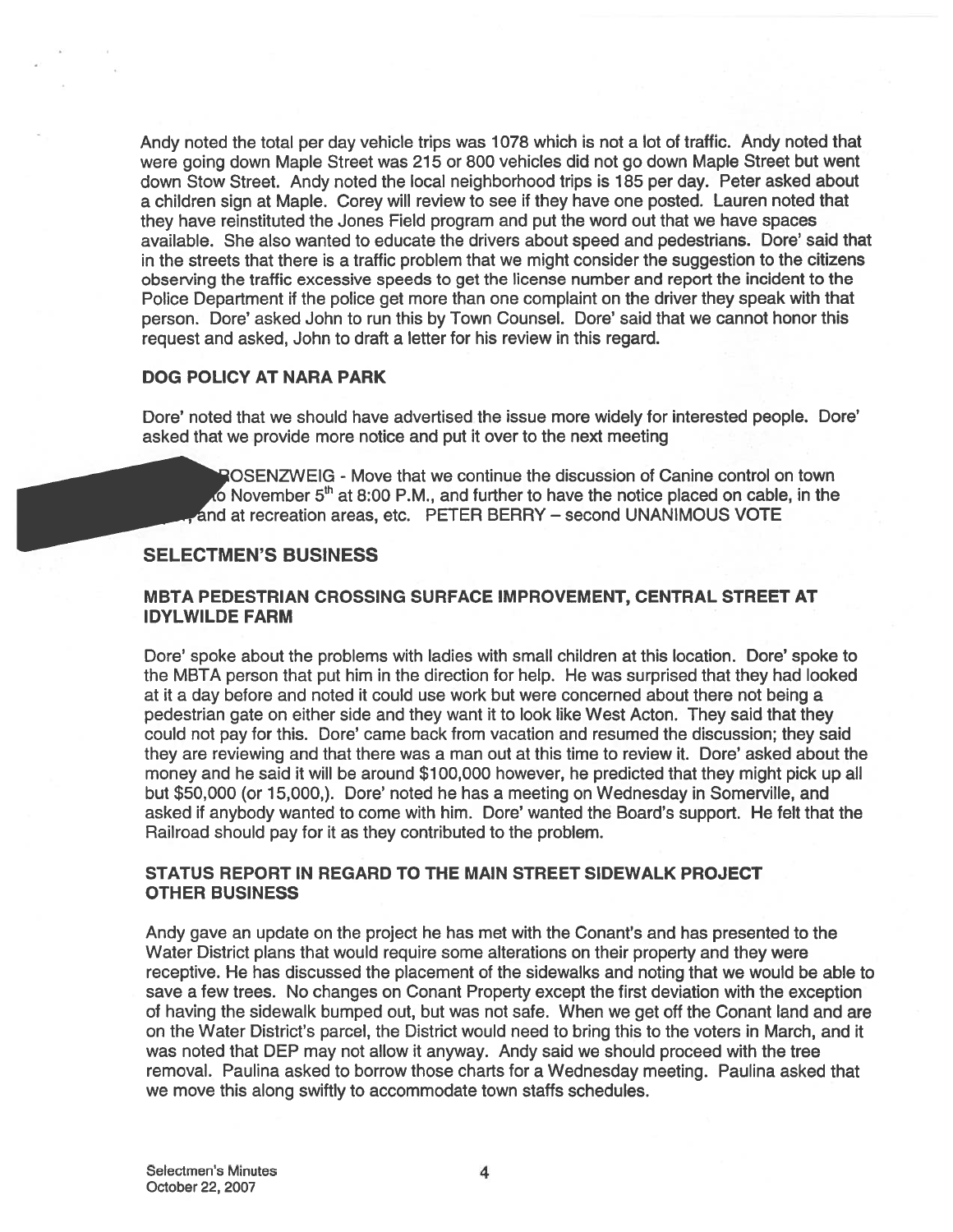Andy noted the total per day vehicle trips was 1078 which is not a lot of traffic. Andy noted that were going down Maple Street was 215 or 800 vehicles did not go down Maple Street but went down Stow Street. Andy noted the local neighborhood trips is 185 per day. Peter asked about a children sign at Maple. Corey will review to see if they have one posted. Lauren noted that they have reinstituted the Jones Field program and put the word out that we have spaces available. She also wanted to educate the drivers about speed and pedestrians. Dore' said that in the streets that there is a traffic problem that we might consider the suggestion to the citizens observing the traffic excessive speeds to get the license number and report the incident to the Police Department if the police get more than one complaint on the driver they speak with that person. Dore' asked John to run this by Town Counsel. Dore' said that we cannot honor this request and asked, John to draft a letter for his review in this regard.

### DOG POLICY AT NARA PARK

Dore' noted that we should have advertised the issue more widely for interested people. Dore' asked that we provide more notice and put it over to the next meeting

ROSENZWEIG - Move that we continue the discussion of Canine control on town to November 5th at 8:00 P.M., and further to have the notice placed on cable, in the and at recreation areas, etc. PETER BERRY – second UNANIMOUS VOTE

## SELECTMEN'S BUSINESS

### MBTA PEDESTRIAN CROSSING SURFACE IMPROVEMENT, CENTRAL STREET AT IDYLWILDE FARM

Dore' spoke about the problems with ladies with small children at this location. Dore' spoke to the MBTA person that put him in the direction for help. He was surprised that they had looked at it a day before and noted it could use work but were concerned about there not being a pedestrian gate on either side and they want it to look like West Acton. They said that they could not pay for this. Dore' came back from vacation and resumed the discussion; they said they are reviewing and that there was a man out at this time to review it. Dore' asked about the money and he said it will be around $100,000 however, he predicted that they might pick up all but $50,000 (or 15,000,). Dore' noted he has a meeting on Wednesday in Somerville, and asked if anybody wanted to come with him. Dore' wanted the Board's support. He felt that the Railroad should pay for it as they contributed to the problem.

### STATUS REPORT IN REGARD TO THE MAIN STREET SIDEWALK PROJECT OTHER BUSINESS

Andy gave an update on the project he has met with the Conant's and has presented to the Water District plans that would require some alterations on their property and they were receptive. He has discussed the placement of the sidewalks and noting that we would be able to save a few trees. No changes on Conant Property except the first deviation with the exception of having the sidewalk bumped out, but was not safe. When we get off the Conant land and are on the Water District's parcel, the District would need to bring this to the voters in March, and it was noted that DEP may not allow it anyway. Andy said we should proceed with the tree removal. Paulina asked to borrow those charts for a Wednesday meeting. Paulina asked that we move this along swiftly to accommodate town staffs schedules.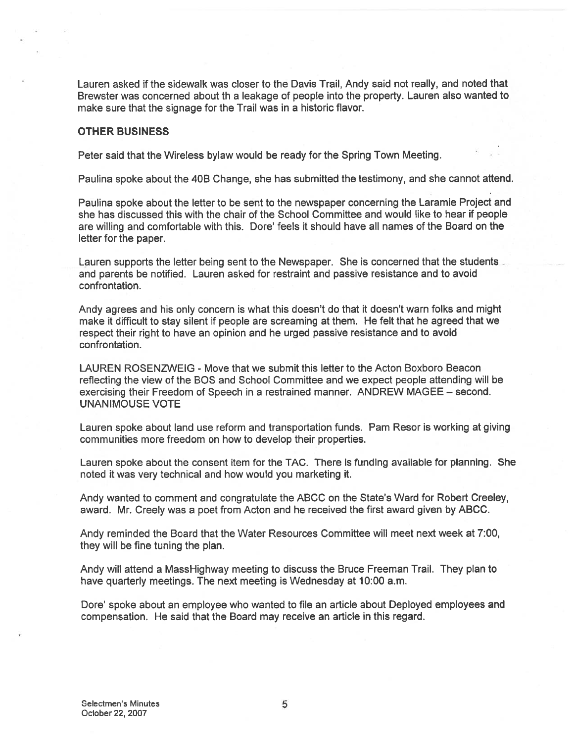Lauren asked if the sidewalk was closer to the Davis Trail, Andy said not really, and noted that Brewster was concerned about th a leakage of people into the property. Lauren also wanted to make sure that the signage for the Trail was in a historic flavor.

## OTHER BUSINESS

Peter said that the Wireless bylaw would be ready for the Spring Town Meeting.

Paulina spoke about the 40B Change, she has submitted the testimony, and she cannot attend.

Paulina spoke about the letter to be sent to the newspaper concerning the Laramie Project and she has discussed this with the chair of the School Committee and would like to hear if people are willing and comfortable with this. Dore' feels it should have all names of the Board on the letter for the paper.

Lauren supports the letter being sent to the Newspaper. She is concerned that the students and parents be notified. Lauren asked for restraint and passive resistance and to avoid confrontation.

Andy agrees and his only concern is what this doesn't do that it doesn't warn folks and might make it difficult to stay silent if people are screaming at them. He felt that he agreed that we respect their right to have an opinion and he urged passive resistance and to avoid confrontation.

LAUREN ROSENZWEIG - Move that we submit this letter to the Acton Boxboro Beacon reflecting the view of the BOS and School Committee and we expect people attending will be exercising their Freedom of Speech in a restrained manner. ANDREW MAGEE – second. UNANIMOUSE VOTE

Lauren spoke about land use reform and transportation funds. Pam Resor is working at giving communities more freedom on how to develop their properties.

Lauren spoke about the consent item for the TAC. There is funding available for planning. She noted it was very technical and how would you marketing it.

Andy wanted to comment and congratulate the ABCC on the State's Ward for Robert Creeley, award. Mr. Creely was a poet from Acton and he received the first award given by ABCC.

Andy reminded the Board that the Water Resources Committee will meet next week at 7:00, they will be fine tuning the plan.

Andy will attend a MassHighway meeting to discuss the Bruce Freeman Trail. They plan to have quarterly meetings. The next meeting is Wednesday at 10:00 a.m.

Dore' spoke about an employee who wanted to file an article about Deployed employees and compensation. He said that the Board may receive an article in this regard.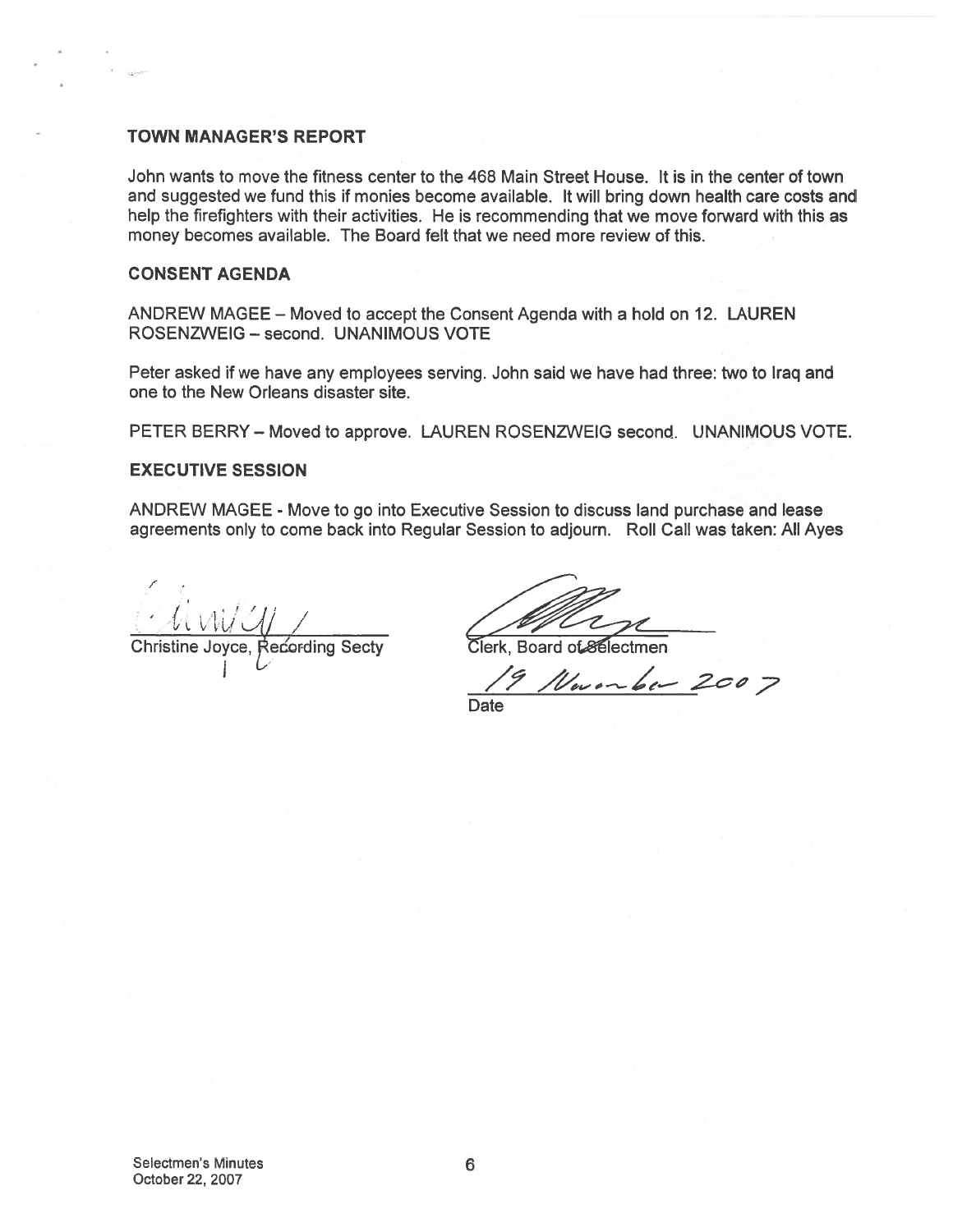### TOWN MANAGER'S REPORT

John wants to move the fitness center to the 468 Main Street House. It is in the center of town and suggested we fund this if monies become available. It will bring down health care costs and help the firefighters with their activities. He is recommending that we move forward with this as money becomes available. The Board felt that we need more review of this.

### CONSENT AGENDA

ANDREW MAGEE – Moved to accept the Consent Agenda with a hold on 12. LAUREN ROSENZWEIG – second. UNANIMOUS VOTE

Peter asked if we have any employees serving. John said we have had three: two to Iraq and one to the New Orleans disaster site.

PETER BERRY – Moved to approve. LAUREN ROSENZWEIG second. UNANIMOUS VOTE.

### EXECUTIVE SESSION

ANDREW MAGEE - Move to go into Executive Session to discuss land purchase and lease agreements only to come back into Regular Session to adjourn. Roll Call was taken: All Ayes

Christine Joyce, Recording Secty

Clerk, Board of Selectmen

19 November 2007

Date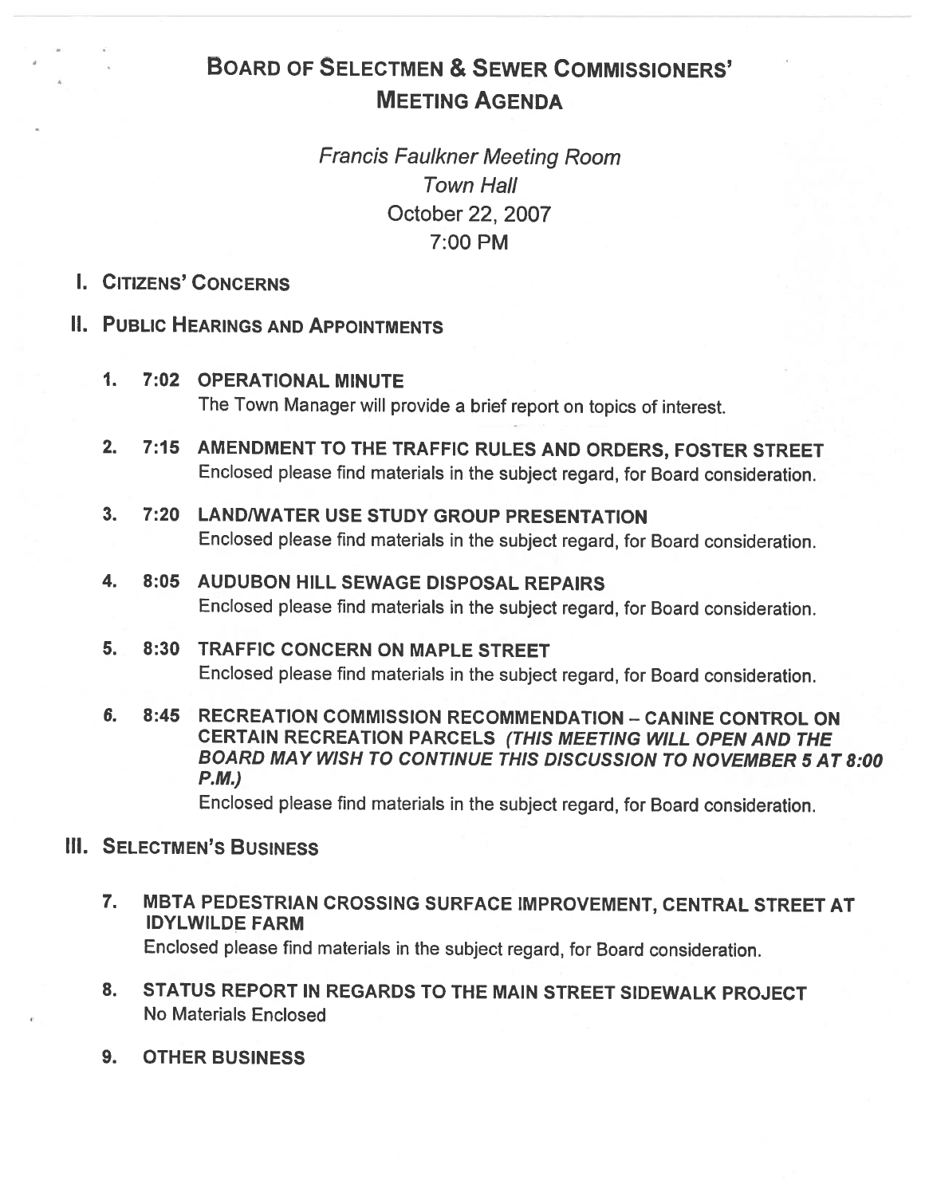# Board of Selectmen & Sewer Commissioners' Meeting Agenda

*Francis Faulkner Meeting Room*
*Town Hall*
October 22, 2007
7:00 PM

## I. Citizens' Concerns

## II. Public Hearings and Appointments

1. **7:02 OPERATIONAL MINUTE**
   The Town Manager will provide a brief report on topics of interest.

2. **7:15 AMENDMENT TO THE TRAFFIC RULES AND ORDERS, FOSTER STREET**
   Enclosed please find materials in the subject regard, for Board consideration.

3. **7:20 LAND/WATER USE STUDY GROUP PRESENTATION**
   Enclosed please find materials in the subject regard, for Board consideration.

4. **8:05 AUDUBON HILL SEWAGE DISPOSAL REPAIRS**
   Enclosed please find materials in the subject regard, for Board consideration.

5. **8:30 TRAFFIC CONCERN ON MAPLE STREET**
   Enclosed please find materials in the subject regard, for Board consideration.

6. **8:45 RECREATION COMMISSION RECOMMENDATION – CANINE CONTROL ON CERTAIN RECREATION PARCELS** ***(THIS MEETING WILL OPEN AND THE BOARD MAY WISH TO CONTINUE THIS DISCUSSION TO NOVEMBER 5 AT 8:00 P.M.)***
   Enclosed please find materials in the subject regard, for Board consideration.

## III. Selectmen's Business

7. **MBTA PEDESTRIAN CROSSING SURFACE IMPROVEMENT, CENTRAL STREET AT IDYLWILDE FARM**
   Enclosed please find materials in the subject regard, for Board consideration.

8. **STATUS REPORT IN REGARDS TO THE MAIN STREET SIDEWALK PROJECT**
   No Materials Enclosed

9. **OTHER BUSINESS**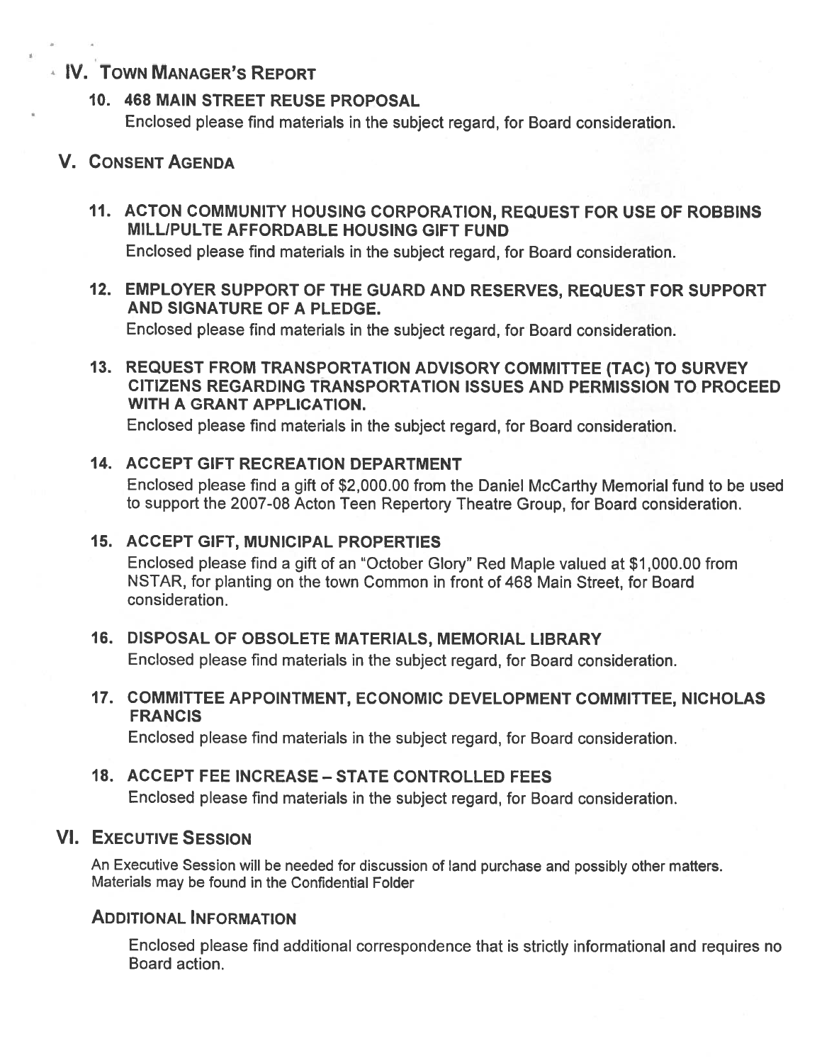## IV. Town Manager's Report

### 10. 468 MAIN STREET REUSE PROPOSAL

Enclosed please find materials in the subject regard, for Board consideration.

## V. Consent Agenda

### 11. ACTON COMMUNITY HOUSING CORPORATION, REQUEST FOR USE OF ROBBINS MILL/PULTE AFFORDABLE HOUSING GIFT FUND

Enclosed please find materials in the subject regard, for Board consideration.

### 12. EMPLOYER SUPPORT OF THE GUARD AND RESERVES, REQUEST FOR SUPPORT AND SIGNATURE OF A PLEDGE.

Enclosed please find materials in the subject regard, for Board consideration.

### 13. REQUEST FROM TRANSPORTATION ADVISORY COMMITTEE (TAC) TO SURVEY CITIZENS REGARDING TRANSPORTATION ISSUES AND PERMISSION TO PROCEED WITH A GRANT APPLICATION.

Enclosed please find materials in the subject regard, for Board consideration.

### 14. ACCEPT GIFT RECREATION DEPARTMENT

Enclosed please find a gift of $2,000.00 from the Daniel McCarthy Memorial fund to be used to support the 2007-08 Acton Teen Repertory Theatre Group, for Board consideration.

### 15. ACCEPT GIFT, MUNICIPAL PROPERTIES

Enclosed please find a gift of an "October Glory" Red Maple valued at $1,000.00 from NSTAR, for planting on the town Common in front of 468 Main Street, for Board consideration.

### 16. DISPOSAL OF OBSOLETE MATERIALS, MEMORIAL LIBRARY

Enclosed please find materials in the subject regard, for Board consideration.

### 17. COMMITTEE APPOINTMENT, ECONOMIC DEVELOPMENT COMMITTEE, NICHOLAS FRANCIS

Enclosed please find materials in the subject regard, for Board consideration.

### 18. ACCEPT FEE INCREASE – STATE CONTROLLED FEES

Enclosed please find materials in the subject regard, for Board consideration.

## VI. Executive Session

An Executive Session will be needed for discussion of land purchase and possibly other matters. Materials may be found in the Confidential Folder

### Additional Information

Enclosed please find additional correspondence that is strictly informational and requires no Board action.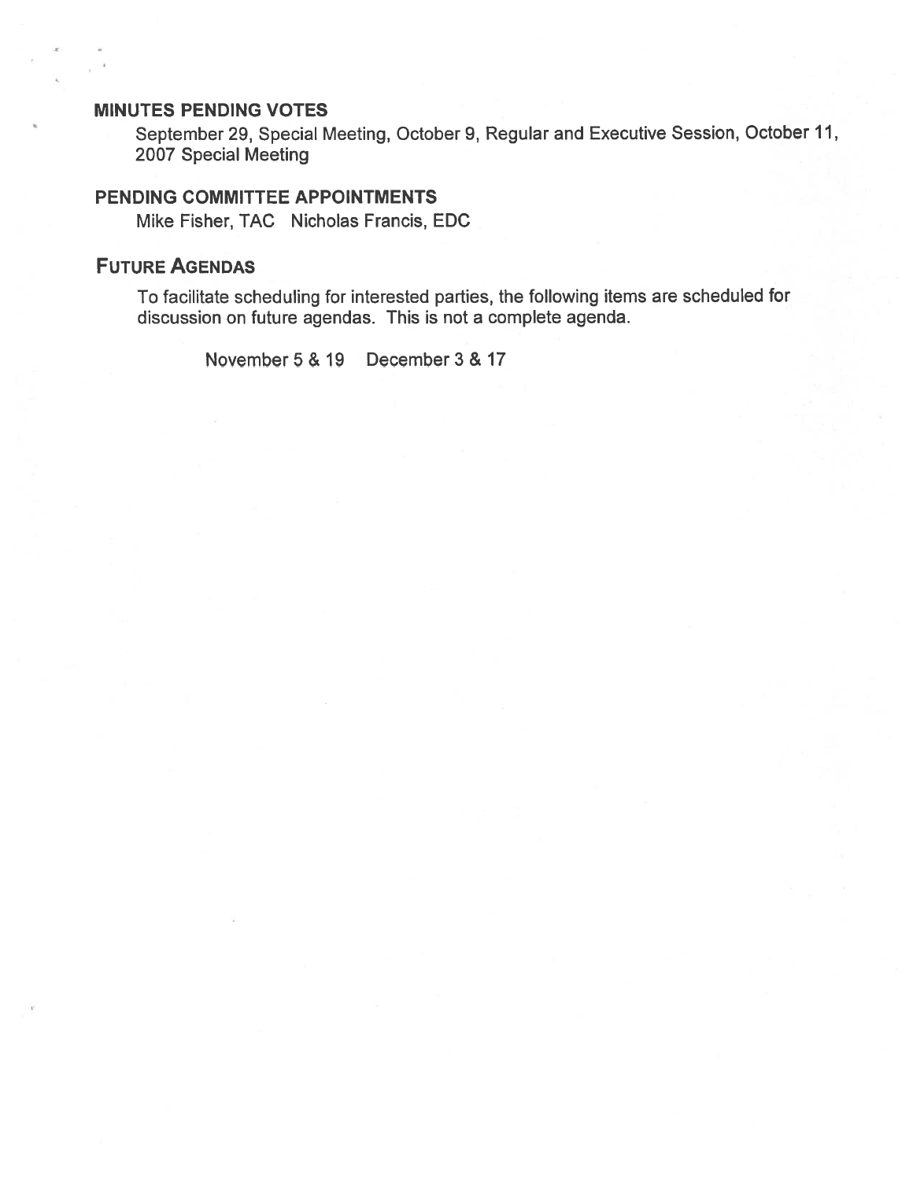## MINUTES PENDING VOTES

September 29, Special Meeting, October 9, Regular and Executive Session, October 11, 2007 Special Meeting

## PENDING COMMITTEE APPOINTMENTS

Mike Fisher, TAC   Nicholas Francis, EDC

## FUTURE AGENDAS

To facilitate scheduling for interested parties, the following items are scheduled for discussion on future agendas. This is not a complete agenda.

November 5 & 19   December 3 & 17